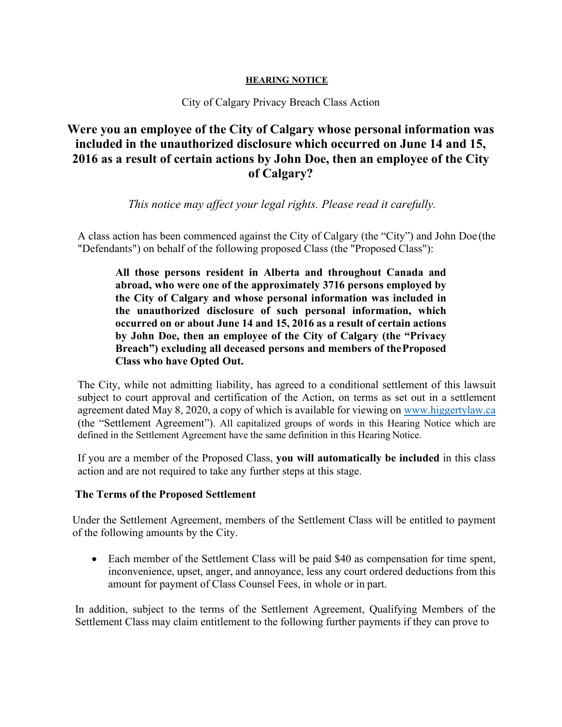**HEARING NOTICE**

City of Calgary Privacy Breach Class Action

# Were you an employee of the City of Calgary whose personal information was included in the unauthorized disclosure which occurred on June 14 and 15, 2016 as a result of certain actions by John Doe, then an employee of the City of Calgary?

*This notice may affect your legal rights. Please read it carefully.*

A class action has been commenced against the City of Calgary (the "City") and John Doe (the "Defendants") on behalf of the following proposed Class (the "Proposed Class"):

> **All those persons resident in Alberta and throughout Canada and abroad, who were one of the approximately 3716 persons employed by the City of Calgary and whose personal information was included in the unauthorized disclosure of such personal information, which occurred on or about June 14 and 15, 2016 as a result of certain actions by John Doe, then an employee of the City of Calgary (the "Privacy Breach") excluding all deceased persons and members of the Proposed Class who have Opted Out.**

The City, while not admitting liability, has agreed to a conditional settlement of this lawsuit subject to court approval and certification of the Action, on terms as set out in a settlement agreement dated May 8, 2020, a copy of which is available for viewing on www.higgertylaw.ca (the "Settlement Agreement"). All capitalized groups of words in this Hearing Notice which are defined in the Settlement Agreement have the same definition in this Hearing Notice.

If you are a member of the Proposed Class, **you will automatically be included** in this class action and are not required to take any further steps at this stage.

### The Terms of the Proposed Settlement

Under the Settlement Agreement, members of the Settlement Class will be entitled to payment of the following amounts by the City.

- Each member of the Settlement Class will be paid $40 as compensation for time spent, inconvenience, upset, anger, and annoyance, less any court ordered deductions from this amount for payment of Class Counsel Fees, in whole or in part.

In addition, subject to the terms of the Settlement Agreement, Qualifying Members of the Settlement Class may claim entitlement to the following further payments if they can prove to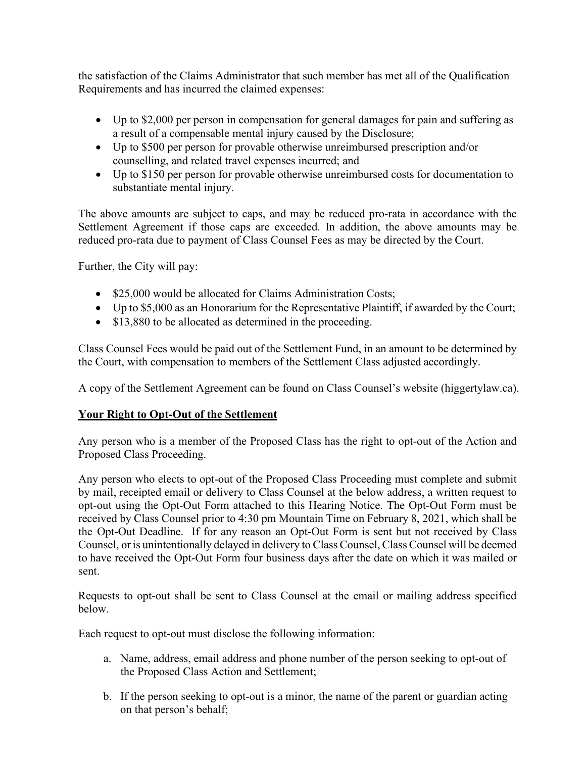the satisfaction of the Claims Administrator that such member has met all of the Qualification Requirements and has incurred the claimed expenses:

- Up to $2,000 per person in compensation for general damages for pain and suffering as a result of a compensable mental injury caused by the Disclosure;
- Up to $500 per person for provable otherwise unreimbursed prescription and/or counselling, and related travel expenses incurred; and
- Up to $150 per person for provable otherwise unreimbursed costs for documentation to substantiate mental injury.

The above amounts are subject to caps, and may be reduced pro-rata in accordance with the Settlement Agreement if those caps are exceeded. In addition, the above amounts may be reduced pro-rata due to payment of Class Counsel Fees as may be directed by the Court.

Further, the City will pay:

- $25,000 would be allocated for Claims Administration Costs;
- Up to $5,000 as an Honorarium for the Representative Plaintiff, if awarded by the Court;
- $13,880 to be allocated as determined in the proceeding.

Class Counsel Fees would be paid out of the Settlement Fund, in an amount to be determined by the Court, with compensation to members of the Settlement Class adjusted accordingly.

A copy of the Settlement Agreement can be found on Class Counsel's website (higgertylaw.ca).

## Your Right to Opt-Out of the Settlement

Any person who is a member of the Proposed Class has the right to opt-out of the Action and Proposed Class Proceeding.

Any person who elects to opt-out of the Proposed Class Proceeding must complete and submit by mail, receipted email or delivery to Class Counsel at the below address, a written request to opt-out using the Opt-Out Form attached to this Hearing Notice. The Opt-Out Form must be received by Class Counsel prior to 4:30 pm Mountain Time on February 8, 2021, which shall be the Opt-Out Deadline. If for any reason an Opt-Out Form is sent but not received by Class Counsel, or is unintentionally delayed in delivery to Class Counsel, Class Counsel will be deemed to have received the Opt-Out Form four business days after the date on which it was mailed or sent.

Requests to opt-out shall be sent to Class Counsel at the email or mailing address specified below.

Each request to opt-out must disclose the following information:

a. Name, address, email address and phone number of the person seeking to opt-out of the Proposed Class Action and Settlement;

b. If the person seeking to opt-out is a minor, the name of the parent or guardian acting on that person's behalf;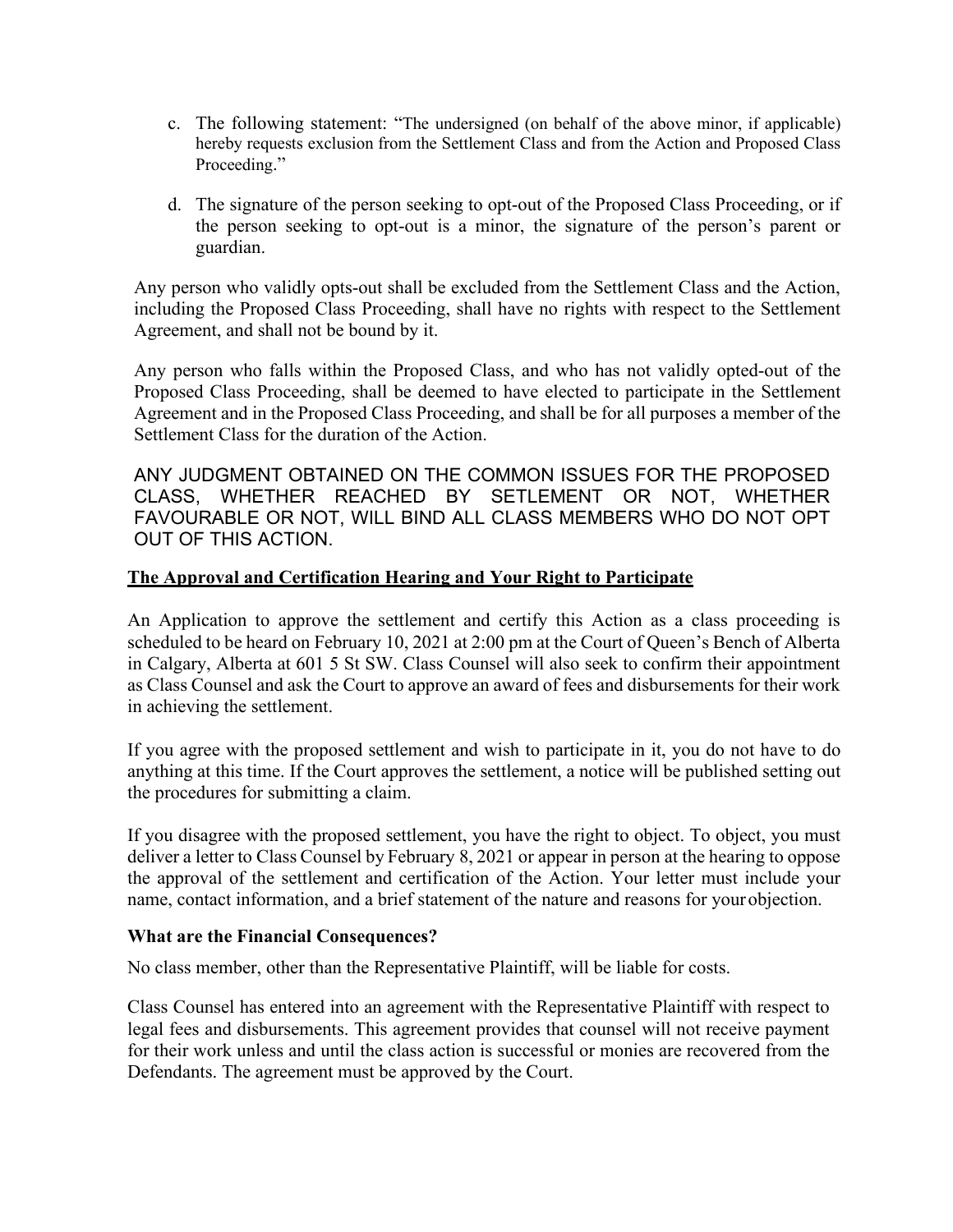c. The following statement: "The undersigned (on behalf of the above minor, if applicable) hereby requests exclusion from the Settlement Class and from the Action and Proposed Class Proceeding."

d. The signature of the person seeking to opt-out of the Proposed Class Proceeding, or if the person seeking to opt-out is a minor, the signature of the person's parent or guardian.

Any person who validly opts-out shall be excluded from the Settlement Class and the Action, including the Proposed Class Proceeding, shall have no rights with respect to the Settlement Agreement, and shall not be bound by it.

Any person who falls within the Proposed Class, and who has not validly opted-out of the Proposed Class Proceeding, shall be deemed to have elected to participate in the Settlement Agreement and in the Proposed Class Proceeding, and shall be for all purposes a member of the Settlement Class for the duration of the Action.

ANY JUDGMENT OBTAINED ON THE COMMON ISSUES FOR THE PROPOSED CLASS, WHETHER REACHED BY SETLEMENT OR NOT, WHETHER FAVOURABLE OR NOT, WILL BIND ALL CLASS MEMBERS WHO DO NOT OPT OUT OF THIS ACTION.

**The Approval and Certification Hearing and Your Right to Participate**

An Application to approve the settlement and certify this Action as a class proceeding is scheduled to be heard on February 10, 2021 at 2:00 pm at the Court of Queen's Bench of Alberta in Calgary, Alberta at 601 5 St SW. Class Counsel will also seek to confirm their appointment as Class Counsel and ask the Court to approve an award of fees and disbursements for their work in achieving the settlement.

If you agree with the proposed settlement and wish to participate in it, you do not have to do anything at this time. If the Court approves the settlement, a notice will be published setting out the procedures for submitting a claim.

If you disagree with the proposed settlement, you have the right to object. To object, you must deliver a letter to Class Counsel by February 8, 2021 or appear in person at the hearing to oppose the approval of the settlement and certification of the Action. Your letter must include your name, contact information, and a brief statement of the nature and reasons for your objection.

**What are the Financial Consequences?**

No class member, other than the Representative Plaintiff, will be liable for costs.

Class Counsel has entered into an agreement with the Representative Plaintiff with respect to legal fees and disbursements. This agreement provides that counsel will not receive payment for their work unless and until the class action is successful or monies are recovered from the Defendants. The agreement must be approved by the Court.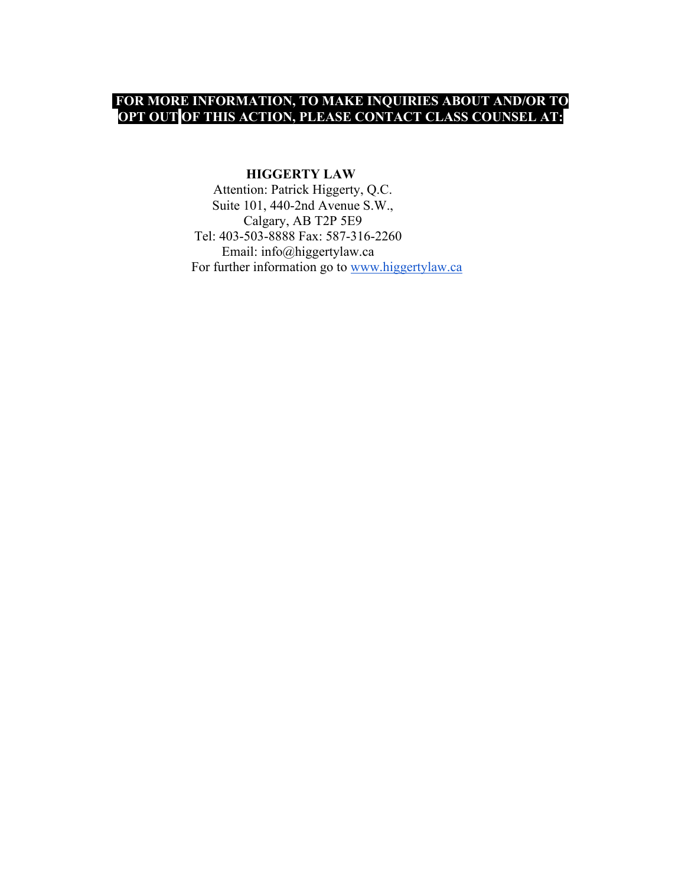**FOR MORE INFORMATION, TO MAKE INQUIRIES ABOUT AND/OR TO OPT OUT OF THIS ACTION, PLEASE CONTACT CLASS COUNSEL AT:**

**HIGGERTY LAW**
Attention: Patrick Higgerty, Q.C.
Suite 101, 440-2nd Avenue S.W.,
Calgary, AB T2P 5E9
Tel: 403-503-8888 Fax: 587-316-2260
Email: info@higgertylaw.ca
For further information go to www.higgertylaw.ca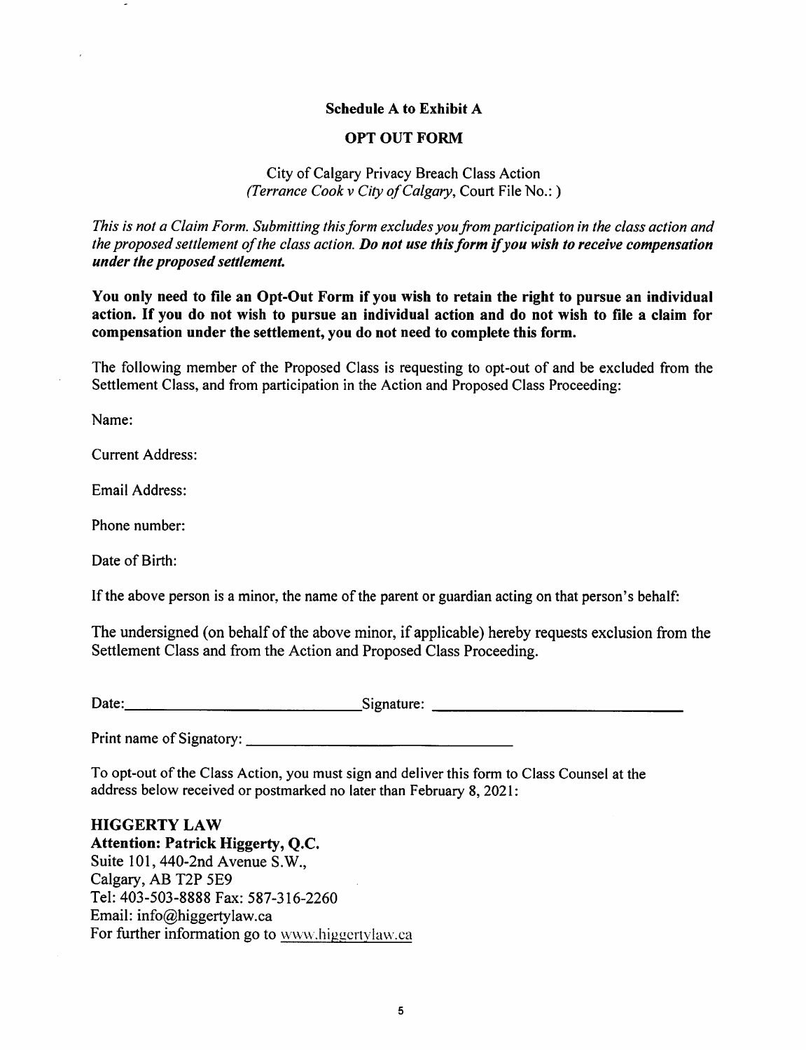**Schedule A to Exhibit A**

**OPT OUT FORM**

City of Calgary Privacy Breach Class Action
*(Terrance Cook v City of Calgary*, Court File No.: )

*This is not a Claim Form. Submitting this form excludes you from participation in the class action and the proposed settlement of the class action.* ***Do not use this form if you wish to receive compensation under the proposed settlement.***

**You only need to file an Opt-Out Form if you wish to retain the right to pursue an individual action. If you do not wish to pursue an individual action and do not wish to file a claim for compensation under the settlement, you do not need to complete this form.**

The following member of the Proposed Class is requesting to opt-out of and be excluded from the Settlement Class, and from participation in the Action and Proposed Class Proceeding:

Name:

Current Address:

Email Address:

Phone number:

Date of Birth:

If the above person is a minor, the name of the parent or guardian acting on that person's behalf:

The undersigned (on behalf of the above minor, if applicable) hereby requests exclusion from the Settlement Class and from the Action and Proposed Class Proceeding.

Date:______________________________ Signature: ________________________________

Print name of Signatory: ___________________________________

To opt-out of the Class Action, you must sign and deliver this form to Class Counsel at the address below received or postmarked no later than February 8, 2021:

**HIGGERTY LAW**
**Attention: Patrick Higgerty, Q.C.**
Suite 101, 440-2nd Avenue S.W.,
Calgary, AB T2P 5E9
Tel: 403-503-8888 Fax: 587-316-2260
Email: info@higgertylaw.ca
For further information go to www.higgertylaw.ca